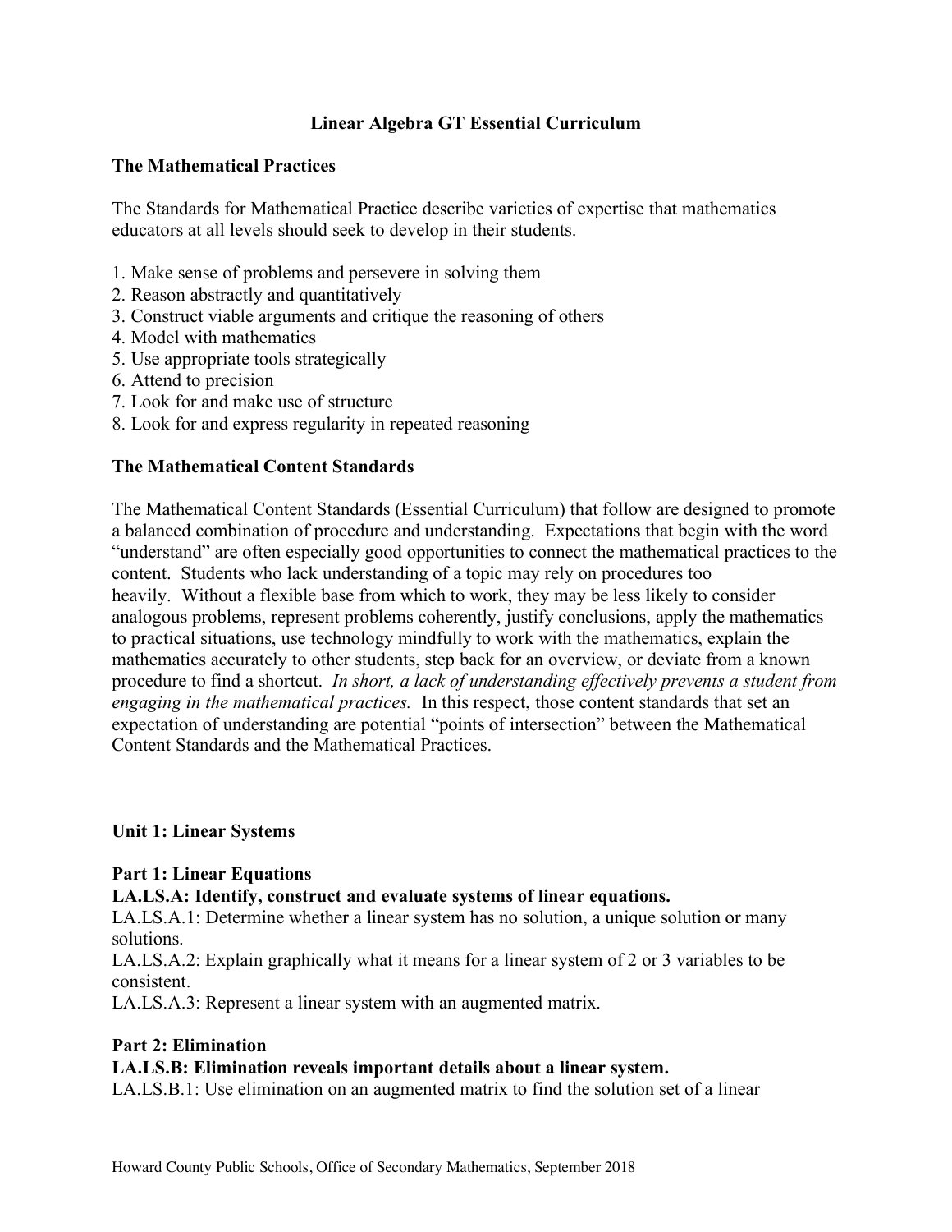# Linear Algebra GT Essential Curriculum

## The Mathematical Practices

The Standards for Mathematical Practice describe varieties of expertise that mathematics educators at all levels should seek to develop in their students.

1. Make sense of problems and persevere in solving them
2. Reason abstractly and quantitatively
3. Construct viable arguments and critique the reasoning of others
4. Model with mathematics
5. Use appropriate tools strategically
6. Attend to precision
7. Look for and make use of structure
8. Look for and express regularity in repeated reasoning

## The Mathematical Content Standards

The Mathematical Content Standards (Essential Curriculum) that follow are designed to promote a balanced combination of procedure and understanding. Expectations that begin with the word "understand" are often especially good opportunities to connect the mathematical practices to the content. Students who lack understanding of a topic may rely on procedures too heavily. Without a flexible base from which to work, they may be less likely to consider analogous problems, represent problems coherently, justify conclusions, apply the mathematics to practical situations, use technology mindfully to work with the mathematics, explain the mathematics accurately to other students, step back for an overview, or deviate from a known procedure to find a shortcut. *In short, a lack of understanding effectively prevents a student from engaging in the mathematical practices.* In this respect, those content standards that set an expectation of understanding are potential "points of intersection" between the Mathematical Content Standards and the Mathematical Practices.

## Unit 1: Linear Systems

### Part 1: Linear Equations

**LA.LS.A: Identify, construct and evaluate systems of linear equations.**

LA.LS.A.1: Determine whether a linear system has no solution, a unique solution or many solutions.

LA.LS.A.2: Explain graphically what it means for a linear system of 2 or 3 variables to be consistent.

LA.LS.A.3: Represent a linear system with an augmented matrix.

### Part 2: Elimination

**LA.LS.B: Elimination reveals important details about a linear system.**

LA.LS.B.1: Use elimination on an augmented matrix to find the solution set of a linear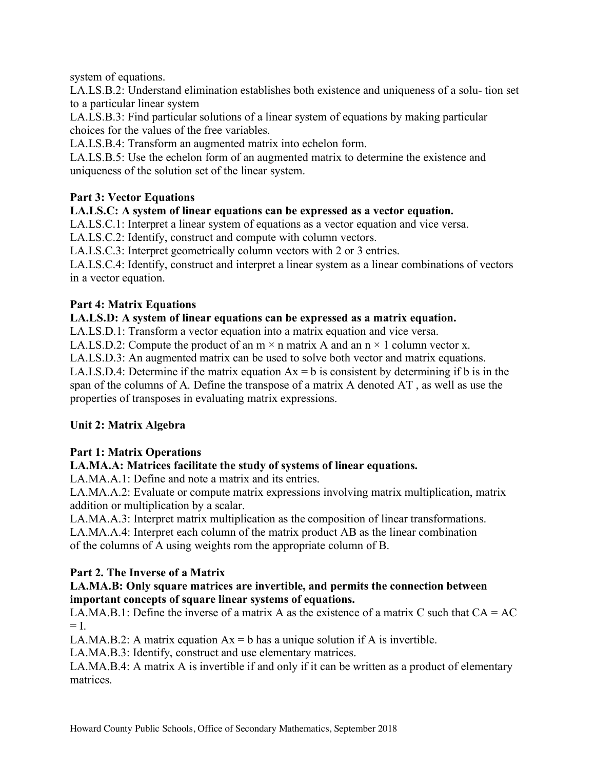system of equations.

LA.LS.B.2: Understand elimination establishes both existence and uniqueness of a solu- tion set to a particular linear system

LA.LS.B.3: Find particular solutions of a linear system of equations by making particular choices for the values of the free variables.

LA.LS.B.4: Transform an augmented matrix into echelon form.

LA.LS.B.5: Use the echelon form of an augmented matrix to determine the existence and uniqueness of the solution set of the linear system.

**Part 3: Vector Equations**

**LA.LS.C: A system of linear equations can be expressed as a vector equation.**

LA.LS.C.1: Interpret a linear system of equations as a vector equation and vice versa.

LA.LS.C.2: Identify, construct and compute with column vectors.

LA.LS.C.3: Interpret geometrically column vectors with 2 or 3 entries.

LA.LS.C.4: Identify, construct and interpret a linear system as a linear combinations of vectors in a vector equation.

**Part 4: Matrix Equations**

**LA.LS.D: A system of linear equations can be expressed as a matrix equation.**

LA.LS.D.1: Transform a vector equation into a matrix equation and vice versa.

LA.LS.D.2: Compute the product of an $m \times n$ matrix A and an $n \times 1$ column vector x.

LA.LS.D.3: An augmented matrix can be used to solve both vector and matrix equations.

LA.LS.D.4: Determine if the matrix equation $Ax = b$ is consistent by determining if b is in the span of the columns of A. Define the transpose of a matrix A denoted AT , as well as use the properties of transposes in evaluating matrix expressions.

**Unit 2: Matrix Algebra**

**Part 1: Matrix Operations**

**LA.MA.A: Matrices facilitate the study of systems of linear equations.**

LA.MA.A.1: Define and note a matrix and its entries.

LA.MA.A.2: Evaluate or compute matrix expressions involving matrix multiplication, matrix addition or multiplication by a scalar.

LA.MA.A.3: Interpret matrix multiplication as the composition of linear transformations.

LA.MA.A.4: Interpret each column of the matrix product AB as the linear combination of the columns of A using weights rom the appropriate column of B.

**Part 2. The Inverse of a Matrix**

**LA.MA.B: Only square matrices are invertible, and permits the connection between important concepts of square linear systems of equations.**

LA.MA.B.1: Define the inverse of a matrix A as the existence of a matrix C such that $CA = AC = I$.

LA.MA.B.2: A matrix equation $Ax = b$ has a unique solution if A is invertible.

LA.MA.B.3: Identify, construct and use elementary matrices.

LA.MA.B.4: A matrix A is invertible if and only if it can be written as a product of elementary matrices.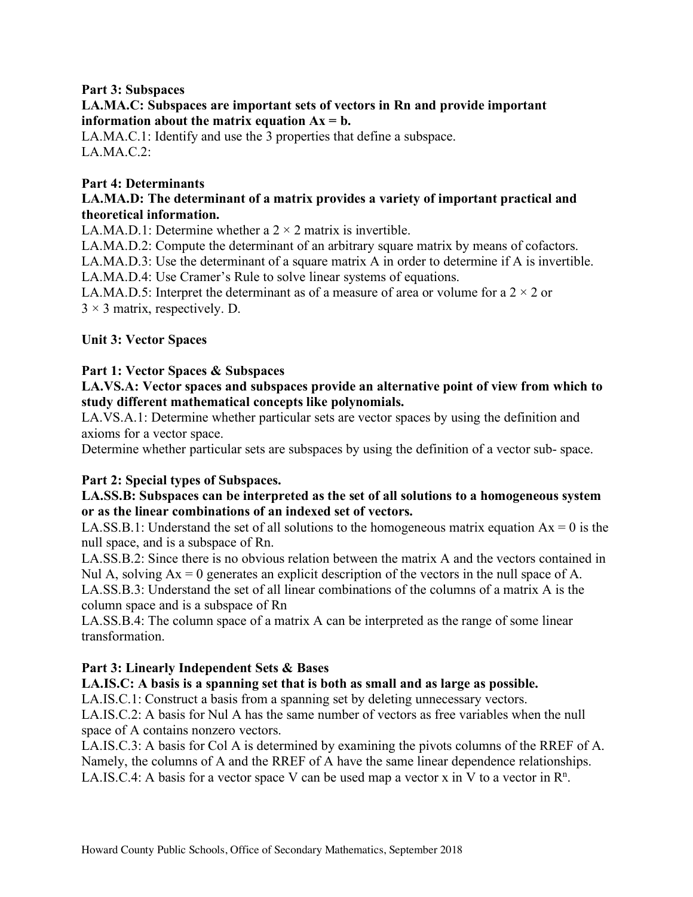**Part 3: Subspaces**

**LA.MA.C: Subspaces are important sets of vectors in Rn and provide important information about the matrix equation Ax = b.**

LA.MA.C.1: Identify and use the 3 properties that define a subspace.
LA.MA.C.2:

**Part 4: Determinants**

**LA.MA.D: The determinant of a matrix provides a variety of important practical and theoretical information.**

LA.MA.D.1: Determine whether a $2 \times 2$ matrix is invertible.
LA.MA.D.2: Compute the determinant of an arbitrary square matrix by means of cofactors.
LA.MA.D.3: Use the determinant of a square matrix A in order to determine if A is invertible.
LA.MA.D.4: Use Cramer's Rule to solve linear systems of equations.
LA.MA.D.5: Interpret the determinant as of a measure of area or volume for a $2 \times 2$ or $3 \times 3$ matrix, respectively. D.

**Unit 3: Vector Spaces**

**Part 1: Vector Spaces & Subspaces**

**LA.VS.A: Vector spaces and subspaces provide an alternative point of view from which to study different mathematical concepts like polynomials.**

LA.VS.A.1: Determine whether particular sets are vector spaces by using the definition and axioms for a vector space.
Determine whether particular sets are subspaces by using the definition of a vector sub- space.

**Part 2: Special types of Subspaces.**

**LA.SS.B: Subspaces can be interpreted as the set of all solutions to a homogeneous system or as the linear combinations of an indexed set of vectors.**

LA.SS.B.1: Understand the set of all solutions to the homogeneous matrix equation Ax = 0 is the null space, and is a subspace of Rn.
LA.SS.B.2: Since there is no obvious relation between the matrix A and the vectors contained in Nul A, solving Ax = 0 generates an explicit description of the vectors in the null space of A.
LA.SS.B.3: Understand the set of all linear combinations of the columns of a matrix A is the column space and is a subspace of Rn
LA.SS.B.4: The column space of a matrix A can be interpreted as the range of some linear transformation.

**Part 3: Linearly Independent Sets & Bases**

**LA.IS.C: A basis is a spanning set that is both as small and as large as possible.**

LA.IS.C.1: Construct a basis from a spanning set by deleting unnecessary vectors.
LA.IS.C.2: A basis for Nul A has the same number of vectors as free variables when the null space of A contains nonzero vectors.
LA.IS.C.3: A basis for Col A is determined by examining the pivots columns of the RREF of A. Namely, the columns of A and the RREF of A have the same linear dependence relationships.
LA.IS.C.4: A basis for a vector space V can be used map a vector x in V to a vector in $R^n$.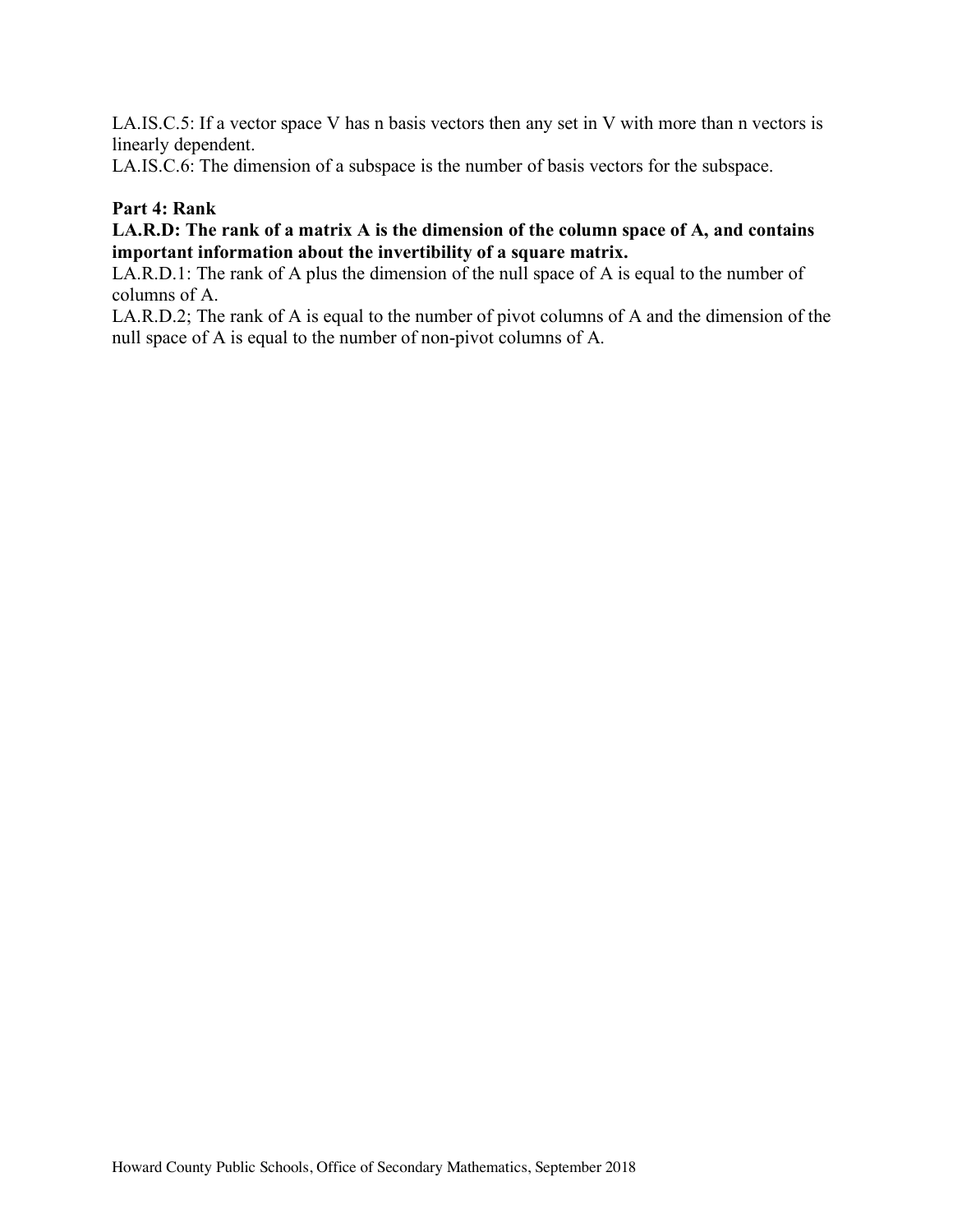LA.IS.C.5: If a vector space V has n basis vectors then any set in V with more than n vectors is linearly dependent.
LA.IS.C.6: The dimension of a subspace is the number of basis vectors for the subspace.

**Part 4: Rank**

**LA.R.D: The rank of a matrix A is the dimension of the column space of A, and contains important information about the invertibility of a square matrix.**
LA.R.D.1: The rank of A plus the dimension of the null space of A is equal to the number of columns of A.
LA.R.D.2; The rank of A is equal to the number of pivot columns of A and the dimension of the null space of A is equal to the number of non-pivot columns of A.